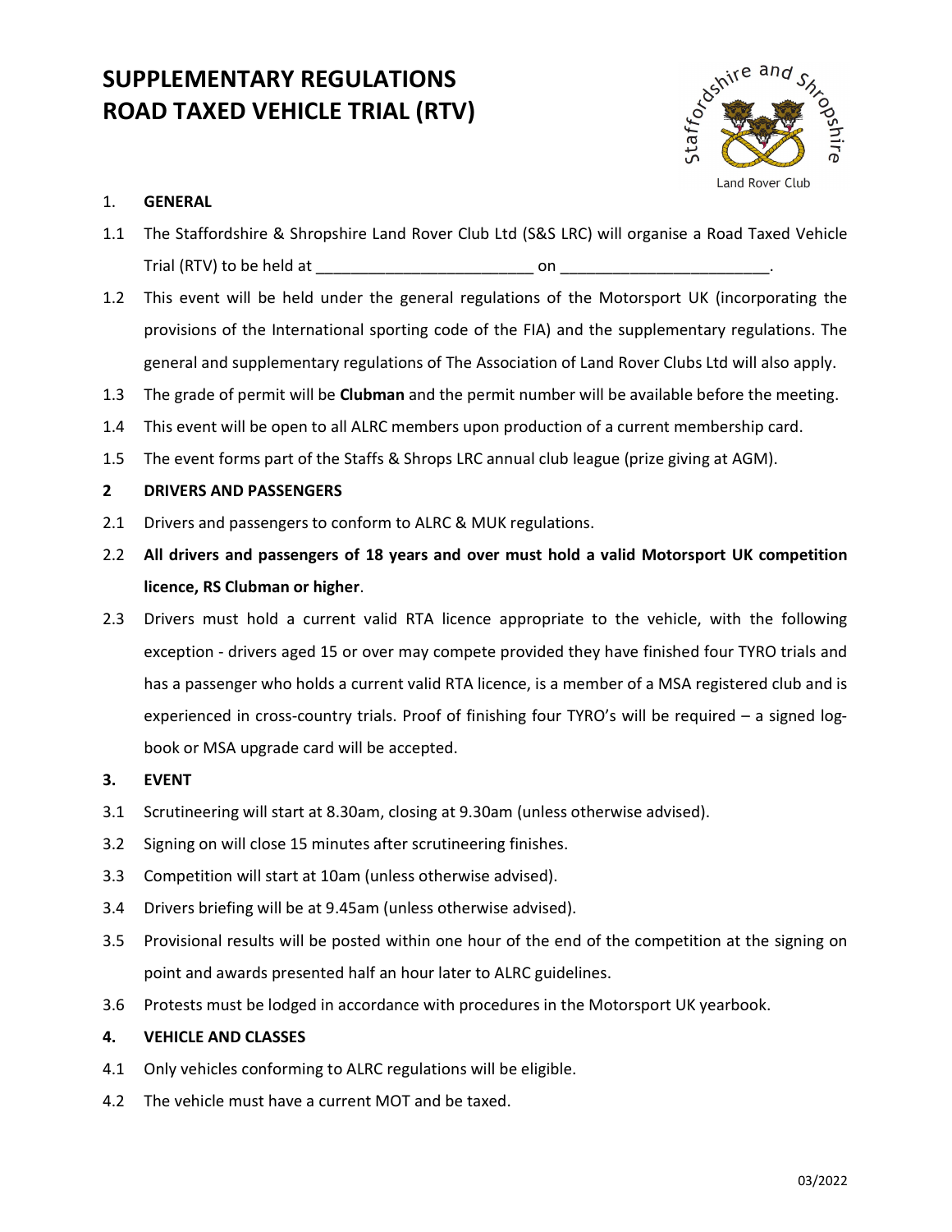# SUPPLEMENTARY REGULATIONS
# ROAD TAXED VEHICLE TRIAL (RTV)

Staffordshire and Shropshire Land Rover Club

## 1. GENERAL

1.1 The Staffordshire & Shropshire Land Rover Club Ltd (S&S LRC) will organise a Road Taxed Vehicle Trial (RTV) to be held at ________________________ on _______________________.

1.2 This event will be held under the general regulations of the Motorsport UK (incorporating the provisions of the International sporting code of the FIA) and the supplementary regulations. The general and supplementary regulations of The Association of Land Rover Clubs Ltd will also apply.

1.3 The grade of permit will be **Clubman** and the permit number will be available before the meeting.

1.4 This event will be open to all ALRC members upon production of a current membership card.

1.5 The event forms part of the Staffs & Shrops LRC annual club league (prize giving at AGM).

## 2 DRIVERS AND PASSENGERS

2.1 Drivers and passengers to conform to ALRC & MUK regulations.

2.2 **All drivers and passengers of 18 years and over must hold a valid Motorsport UK competition licence, RS Clubman or higher**.

2.3 Drivers must hold a current valid RTA licence appropriate to the vehicle, with the following exception - drivers aged 15 or over may compete provided they have finished four TYRO trials and has a passenger who holds a current valid RTA licence, is a member of a MSA registered club and is experienced in cross-country trials. Proof of finishing four TYRO's will be required – a signed log-book or MSA upgrade card will be accepted.

## 3. EVENT

3.1 Scrutineering will start at 8.30am, closing at 9.30am (unless otherwise advised).

3.2 Signing on will close 15 minutes after scrutineering finishes.

3.3 Competition will start at 10am (unless otherwise advised).

3.4 Drivers briefing will be at 9.45am (unless otherwise advised).

3.5 Provisional results will be posted within one hour of the end of the competition at the signing on point and awards presented half an hour later to ALRC guidelines.

3.6 Protests must be lodged in accordance with procedures in the Motorsport UK yearbook.

## 4. VEHICLE AND CLASSES

4.1 Only vehicles conforming to ALRC regulations will be eligible.

4.2 The vehicle must have a current MOT and be taxed.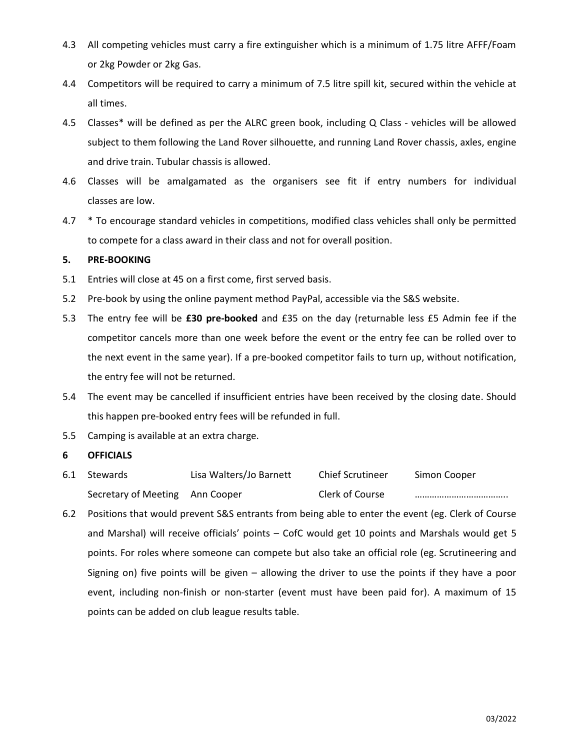4.3 All competing vehicles must carry a fire extinguisher which is a minimum of 1.75 litre AFFF/Foam or 2kg Powder or 2kg Gas.

4.4 Competitors will be required to carry a minimum of 7.5 litre spill kit, secured within the vehicle at all times.

4.5 Classes* will be defined as per the ALRC green book, including Q Class - vehicles will be allowed subject to them following the Land Rover silhouette, and running Land Rover chassis, axles, engine and drive train. Tubular chassis is allowed.

4.6 Classes will be amalgamated as the organisers see fit if entry numbers for individual classes are low.

4.7 * To encourage standard vehicles in competitions, modified class vehicles shall only be permitted to compete for a class award in their class and not for overall position.

## 5. PRE-BOOKING

5.1 Entries will close at 45 on a first come, first served basis.

5.2 Pre-book by using the online payment method PayPal, accessible via the S&S website.

5.3 The entry fee will be **£30 pre-booked** and £35 on the day (returnable less £5 Admin fee if the competitor cancels more than one week before the event or the entry fee can be rolled over to the next event in the same year). If a pre-booked competitor fails to turn up, without notification, the entry fee will not be returned.

5.4 The event may be cancelled if insufficient entries have been received by the closing date. Should this happen pre-booked entry fees will be refunded in full.

5.5 Camping is available at an extra charge.

## 6 OFFICIALS

6.1

| | | | |
|---|---|---|---|
| Stewards | Lisa Walters/Jo Barnett | Chief Scrutineer | Simon Cooper |
| Secretary of Meeting | Ann Cooper | Clerk of Course | ……………………………….. |

6.2 Positions that would prevent S&S entrants from being able to enter the event (eg. Clerk of Course and Marshal) will receive officials' points – CofC would get 10 points and Marshals would get 5 points. For roles where someone can compete but also take an official role (eg. Scrutineering and Signing on) five points will be given – allowing the driver to use the points if they have a poor event, including non-finish or non-starter (event must have been paid for). A maximum of 15 points can be added on club league results table.

03/2022